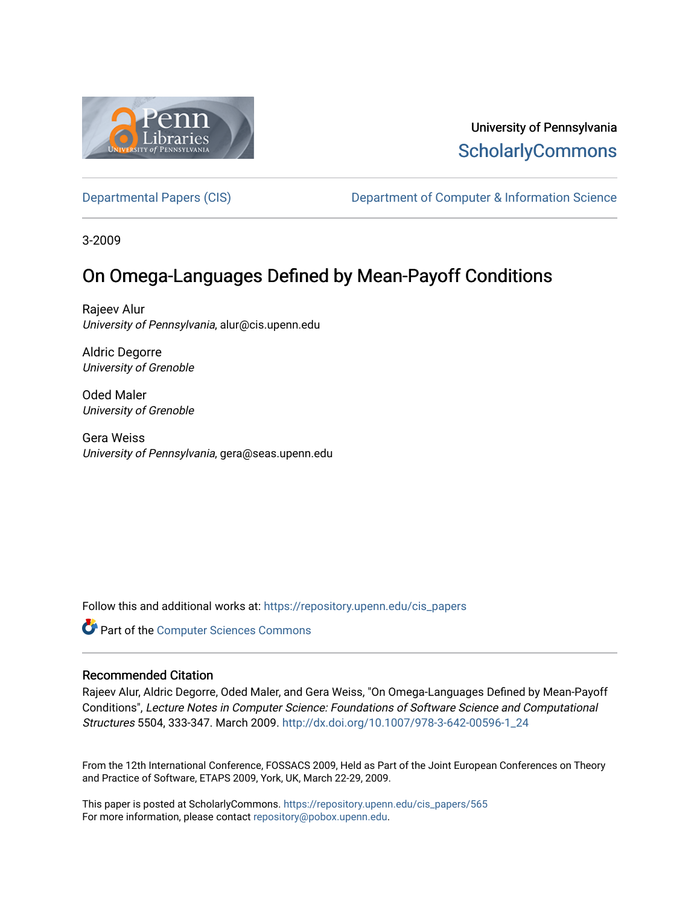University of Pennsylvania
ScholarlyCommons

Departmental Papers (CIS) | Department of Computer & Information Science

3-2009

# On Omega-Languages Defined by Mean-Payoff Conditions

Rajeev Alur
*University of Pennsylvania*, alur@cis.upenn.edu

Aldric Degorre
*University of Grenoble*

Oded Maler
*University of Grenoble*

Gera Weiss
*University of Pennsylvania*, gera@seas.upenn.edu

Follow this and additional works at: https://repository.upenn.edu/cis_papers

Part of the Computer Sciences Commons

### Recommended Citation

Rajeev Alur, Aldric Degorre, Oded Maler, and Gera Weiss, "On Omega-Languages Defined by Mean-Payoff Conditions", *Lecture Notes in Computer Science: Foundations of Software Science and Computational Structures* 5504, 333-347. March 2009. http://dx.doi.org/10.1007/978-3-642-00596-1_24

From the 12th International Conference, FOSSACS 2009, Held as Part of the Joint European Conferences on Theory and Practice of Software, ETAPS 2009, York, UK, March 22-29, 2009.

This paper is posted at ScholarlyCommons. https://repository.upenn.edu/cis_papers/565
For more information, please contact repository@pobox.upenn.edu.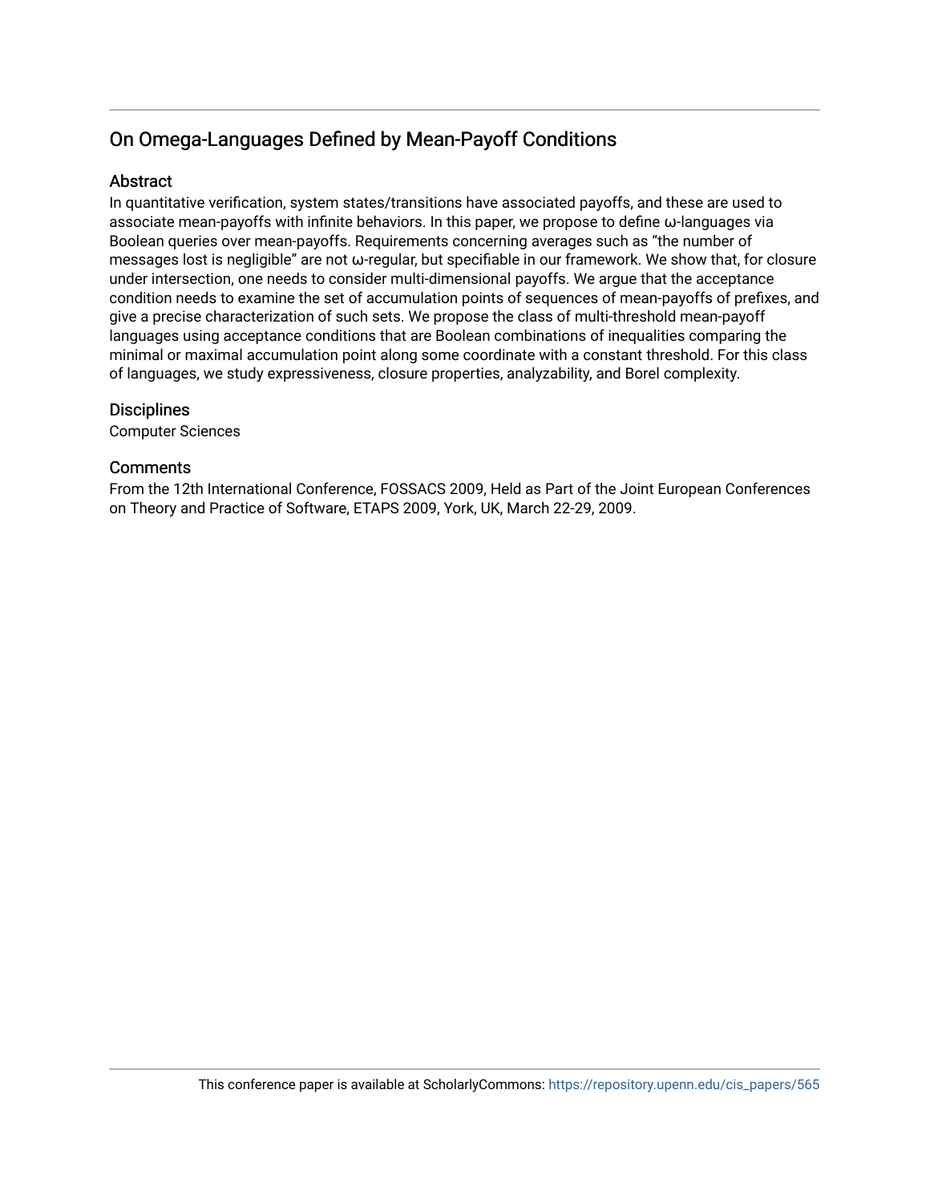## On Omega-Languages Defined by Mean-Payoff Conditions

### Abstract

In quantitative verification, system states/transitions have associated payoffs, and these are used to associate mean-payoffs with infinite behaviors. In this paper, we propose to define ω-languages via Boolean queries over mean-payoffs. Requirements concerning averages such as “the number of messages lost is negligible” are not ω-regular, but specifiable in our framework. We show that, for closure under intersection, one needs to consider multi-dimensional payoffs. We argue that the acceptance condition needs to examine the set of accumulation points of sequences of mean-payoffs of prefixes, and give a precise characterization of such sets. We propose the class of multi-threshold mean-payoff languages using acceptance conditions that are Boolean combinations of inequalities comparing the minimal or maximal accumulation point along some coordinate with a constant threshold. For this class of languages, we study expressiveness, closure properties, analyzability, and Borel complexity.

### Disciplines

Computer Sciences

### Comments

From the 12th International Conference, FOSSACS 2009, Held as Part of the Joint European Conferences on Theory and Practice of Software, ETAPS 2009, York, UK, March 22-29, 2009.

This conference paper is available at ScholarlyCommons: https://repository.upenn.edu/cis_papers/565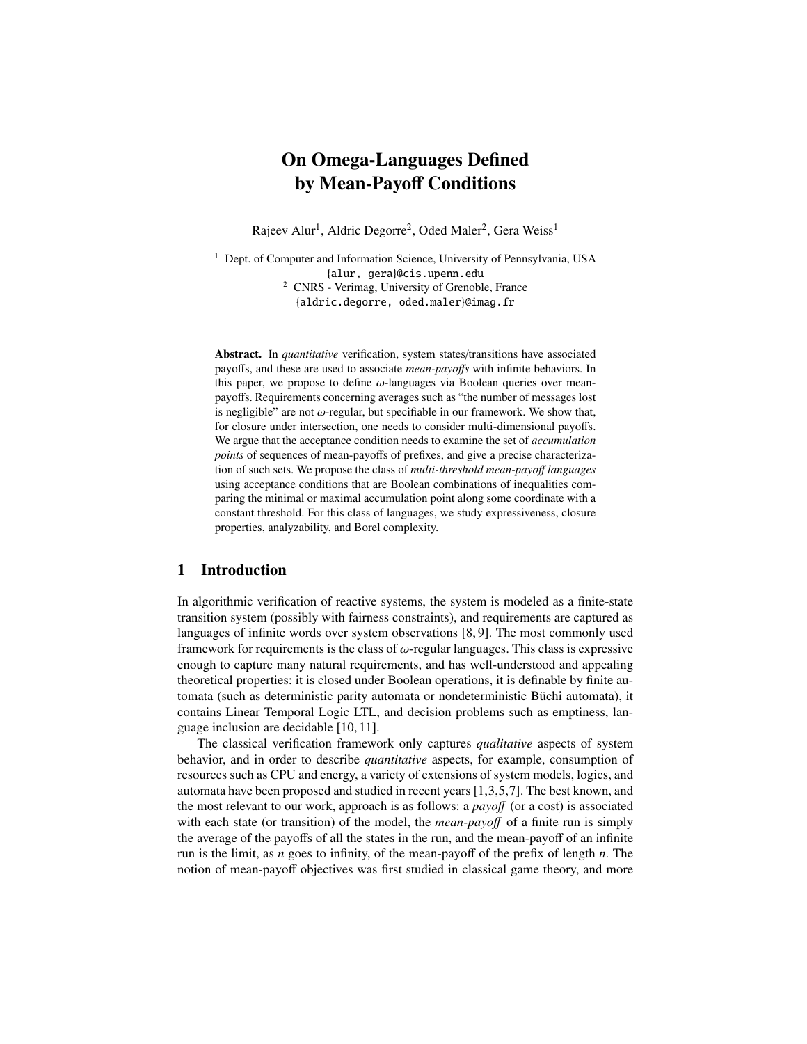# On Omega-Languages Defined by Mean-Payoff Conditions

Rajeev Alur[1], Aldric Degorre[2], Oded Maler[2], Gera Weiss[1]

[1] Dept. of Computer and Information Science, University of Pennsylvania, USA
{alur, gera}@cis.upenn.edu
[2] CNRS - Verimag, University of Grenoble, France
{aldric.degorre, oded.maler}@imag.fr

**Abstract.** In *quantitative* verification, system states/transitions have associated payoffs, and these are used to associate *mean-payoffs* with infinite behaviors. In this paper, we propose to define $\omega$-languages via Boolean queries over mean-payoffs. Requirements concerning averages such as "the number of messages lost is negligible" are not $\omega$-regular, but specifiable in our framework. We show that, for closure under intersection, one needs to consider multi-dimensional payoffs. We argue that the acceptance condition needs to examine the set of *accumulation points* of sequences of mean-payoffs of prefixes, and give a precise characterization of such sets. We propose the class of *multi-threshold mean-payoff languages* using acceptance conditions that are Boolean combinations of inequalities comparing the minimal or maximal accumulation point along some coordinate with a constant threshold. For this class of languages, we study expressiveness, closure properties, analyzability, and Borel complexity.

## 1 Introduction

In algorithmic verification of reactive systems, the system is modeled as a finite-state transition system (possibly with fairness constraints), and requirements are captured as languages of infinite words over system observations [8, 9]. The most commonly used framework for requirements is the class of $\omega$-regular languages. This class is expressive enough to capture many natural requirements, and has well-understood and appealing theoretical properties: it is closed under Boolean operations, it is definable by finite automata (such as deterministic parity automata or nondeterministic Büchi automata), it contains Linear Temporal Logic LTL, and decision problems such as emptiness, language inclusion are decidable [10, 11].

The classical verification framework only captures *qualitative* aspects of system behavior, and in order to describe *quantitative* aspects, for example, consumption of resources such as CPU and energy, a variety of extensions of system models, logics, and automata have been proposed and studied in recent years [1,3,5,7]. The best known, and the most relevant to our work, approach is as follows: a *payoff* (or a cost) is associated with each state (or transition) of the model, the *mean-payoff* of a finite run is simply the average of the payoffs of all the states in the run, and the mean-payoff of an infinite run is the limit, as $n$ goes to infinity, of the mean-payoff of the prefix of length $n$. The notion of mean-payoff objectives was first studied in classical game theory, and more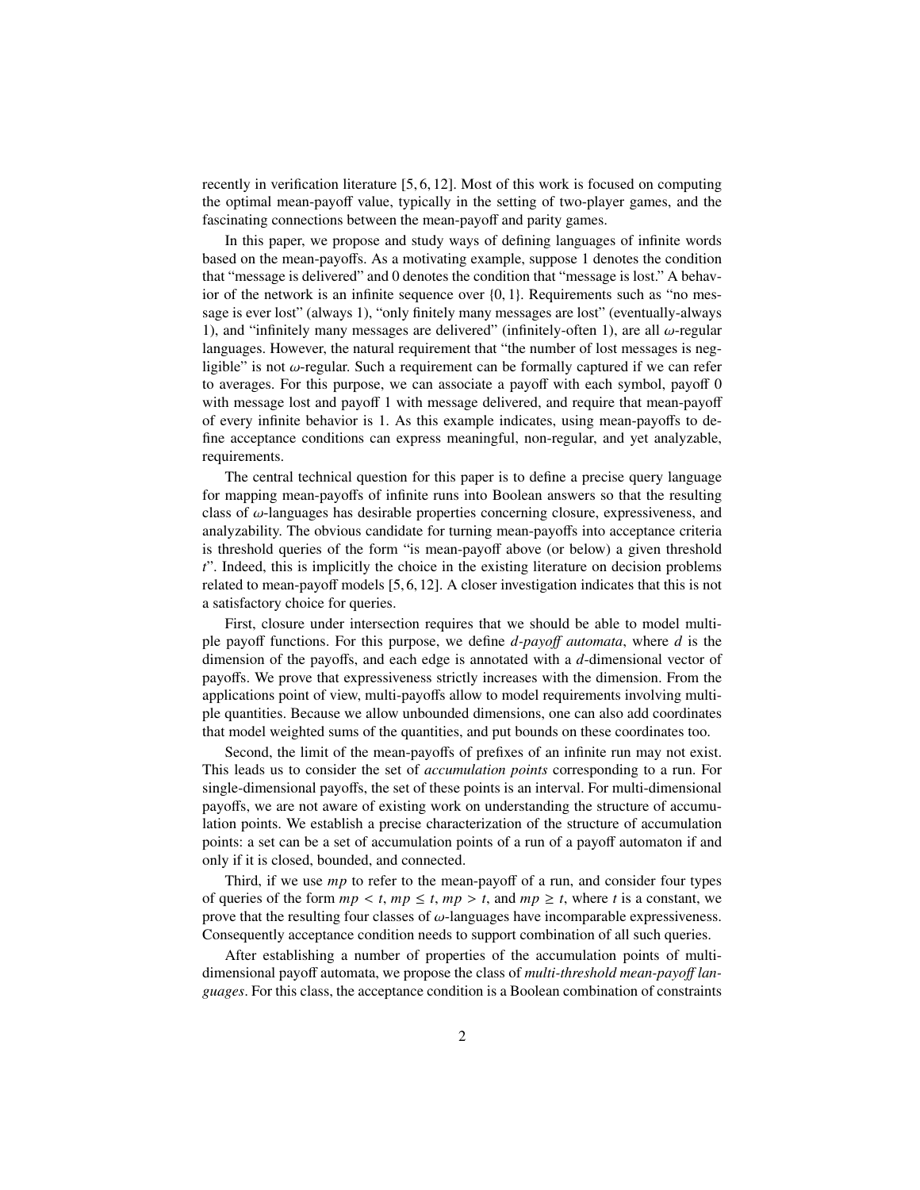recently in verification literature [5, 6, 12]. Most of this work is focused on computing the optimal mean-payoff value, typically in the setting of two-player games, and the fascinating connections between the mean-payoff and parity games.

In this paper, we propose and study ways of defining languages of infinite words based on the mean-payoffs. As a motivating example, suppose 1 denotes the condition that "message is delivered" and 0 denotes the condition that "message is lost." A behavior of the network is an infinite sequence over $\{0, 1\}$. Requirements such as "no message is ever lost" (always 1), "only finitely many messages are lost" (eventually-always 1), and "infinitely many messages are delivered" (infinitely-often 1), are all $\omega$-regular languages. However, the natural requirement that "the number of lost messages is negligible" is not $\omega$-regular. Such a requirement can be formally captured if we can refer to averages. For this purpose, we can associate a payoff with each symbol, payoff 0 with message lost and payoff 1 with message delivered, and require that mean-payoff of every infinite behavior is 1. As this example indicates, using mean-payoffs to define acceptance conditions can express meaningful, non-regular, and yet analyzable, requirements.

The central technical question for this paper is to define a precise query language for mapping mean-payoffs of infinite runs into Boolean answers so that the resulting class of $\omega$-languages has desirable properties concerning closure, expressiveness, and analyzability. The obvious candidate for turning mean-payoffs into acceptance criteria is threshold queries of the form "is mean-payoff above (or below) a given threshold $t$". Indeed, this is implicitly the choice in the existing literature on decision problems related to mean-payoff models [5, 6, 12]. A closer investigation indicates that this is not a satisfactory choice for queries.

First, closure under intersection requires that we should be able to model multiple payoff functions. For this purpose, we define *$d$-payoff automata*, where $d$ is the dimension of the payoffs, and each edge is annotated with a $d$-dimensional vector of payoffs. We prove that expressiveness strictly increases with the dimension. From the applications point of view, multi-payoffs allow to model requirements involving multiple quantities. Because we allow unbounded dimensions, one can also add coordinates that model weighted sums of the quantities, and put bounds on these coordinates too.

Second, the limit of the mean-payoffs of prefixes of an infinite run may not exist. This leads us to consider the set of *accumulation points* corresponding to a run. For single-dimensional payoffs, the set of these points is an interval. For multi-dimensional payoffs, we are not aware of existing work on understanding the structure of accumulation points. We establish a precise characterization of the structure of accumulation points: a set can be a set of accumulation points of a run of a payoff automaton if and only if it is closed, bounded, and connected.

Third, if we use $mp$ to refer to the mean-payoff of a run, and consider four types of queries of the form $mp < t$, $mp \leq t$, $mp > t$, and $mp \geq t$, where $t$ is a constant, we prove that the resulting four classes of $\omega$-languages have incomparable expressiveness. Consequently acceptance condition needs to support combination of all such queries.

After establishing a number of properties of the accumulation points of multi-dimensional payoff automata, we propose the class of *multi-threshold mean-payoff languages*. For this class, the acceptance condition is a Boolean combination of constraints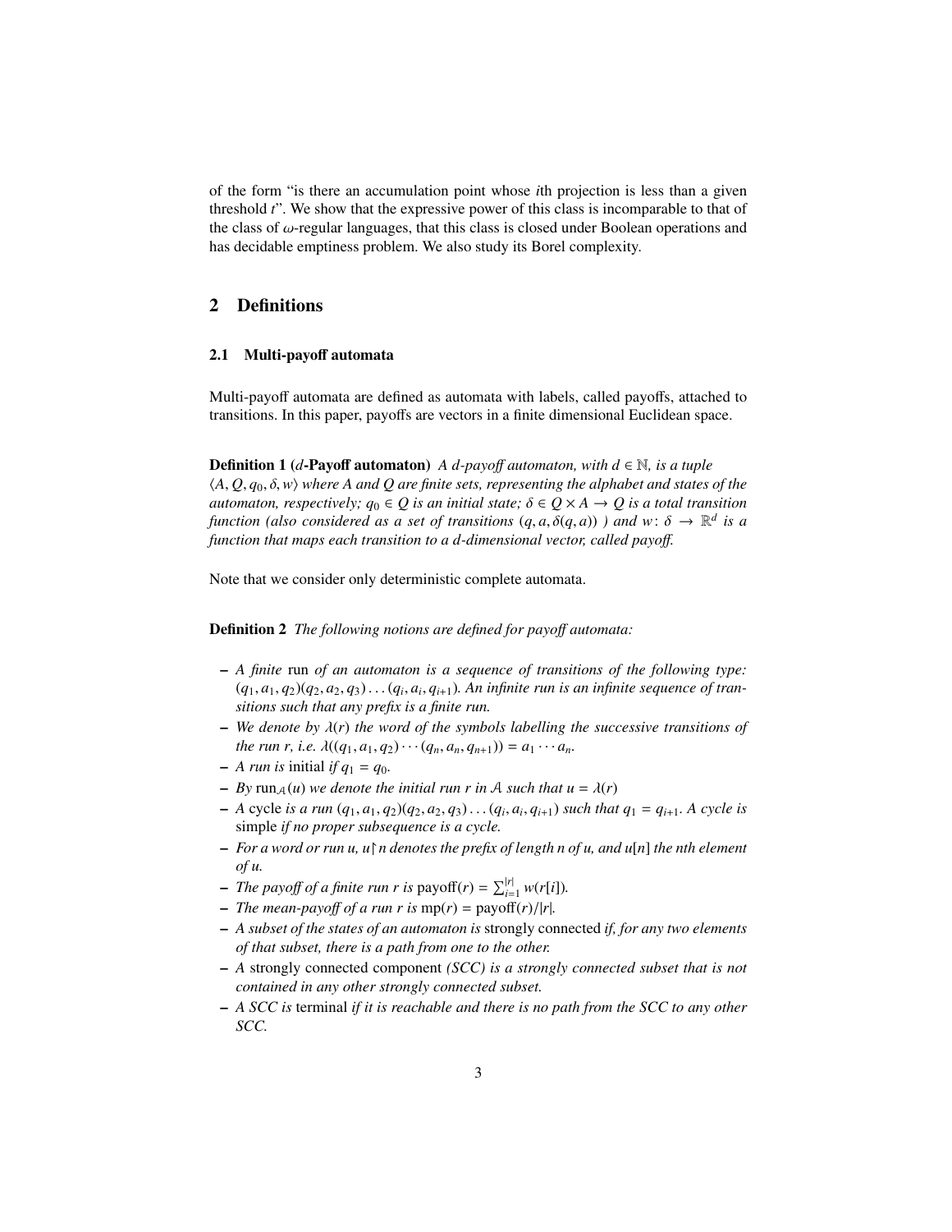of the form "is there an accumulation point whose $i$th projection is less than a given threshold $t$". We show that the expressive power of this class is incomparable to that of the class of $\omega$-regular languages, that this class is closed under Boolean operations and has decidable emptiness problem. We also study its Borel complexity.

## 2 Definitions

### 2.1 Multi-payoff automata

Multi-payoff automata are defined as automata with labels, called payoffs, attached to transitions. In this paper, payoffs are vectors in a finite dimensional Euclidean space.

**Definition 1 ($d$-Payoff automaton)** *A $d$-payoff automaton, with $d \in \mathbb{N}$, is a tuple $\langle A, Q, q_0, \delta, w \rangle$ where $A$ and $Q$ are finite sets, representing the alphabet and states of the automaton, respectively; $q_0 \in Q$ is an initial state; $\delta \in Q \times A \to Q$ is a total transition function (also considered as a set of transitions $(q, a, \delta(q, a))$ ) and $w \colon \delta \to \mathbb{R}^d$ is a function that maps each transition to a $d$-dimensional vector, called payoff.*

Note that we consider only deterministic complete automata.

**Definition 2** *The following notions are defined for payoff automata:*

- *A finite* run *of an automaton is a sequence of transitions of the following type: $(q_1, a_1, q_2)(q_2, a_2, q_3) \ldots (q_i, a_i, q_{i+1})$. An infinite run is an infinite sequence of transitions such that any prefix is a finite run.*
- *We denote by $\lambda(r)$ the word of the symbols labelling the successive transitions of the run $r$, i.e. $\lambda((q_1, a_1, q_2) \cdots (q_n, a_n, q_{n+1})) = a_1 \cdots a_n$.*
- *A run is* initial *if $q_1 = q_0$.*
- *By $\mathrm{run}_{\mathcal{A}}(u)$ we denote the initial run $r$ in $\mathcal{A}$ such that $u = \lambda(r)$*
- *A* cycle *is a run $(q_1, a_1, q_2)(q_2, a_2, q_3) \ldots (q_i, a_i, q_{i+1})$ such that $q_1 = q_{i+1}$. A cycle is* simple *if no proper subsequence is a cycle.*
- *For a word or run $u$, $u{\restriction}n$ denotes the prefix of length $n$ of $u$, and $u[n]$ the $n$th element of $u$.*
- *The payoff of a finite run $r$ is* $\mathrm{payoff}(r) = \sum_{i=1}^{|r|} w(r[i])$.
- *The mean-payoff of a run $r$ is* $\mathrm{mp}(r) = \mathrm{payoff}(r)/|r|$.
- *A subset of the states of an automaton is* strongly connected *if, for any two elements of that subset, there is a path from one to the other.*
- *A* strongly connected component *(SCC) is a strongly connected subset that is not contained in any other strongly connected subset.*
- *A SCC is* terminal *if it is reachable and there is no path from the SCC to any other SCC.*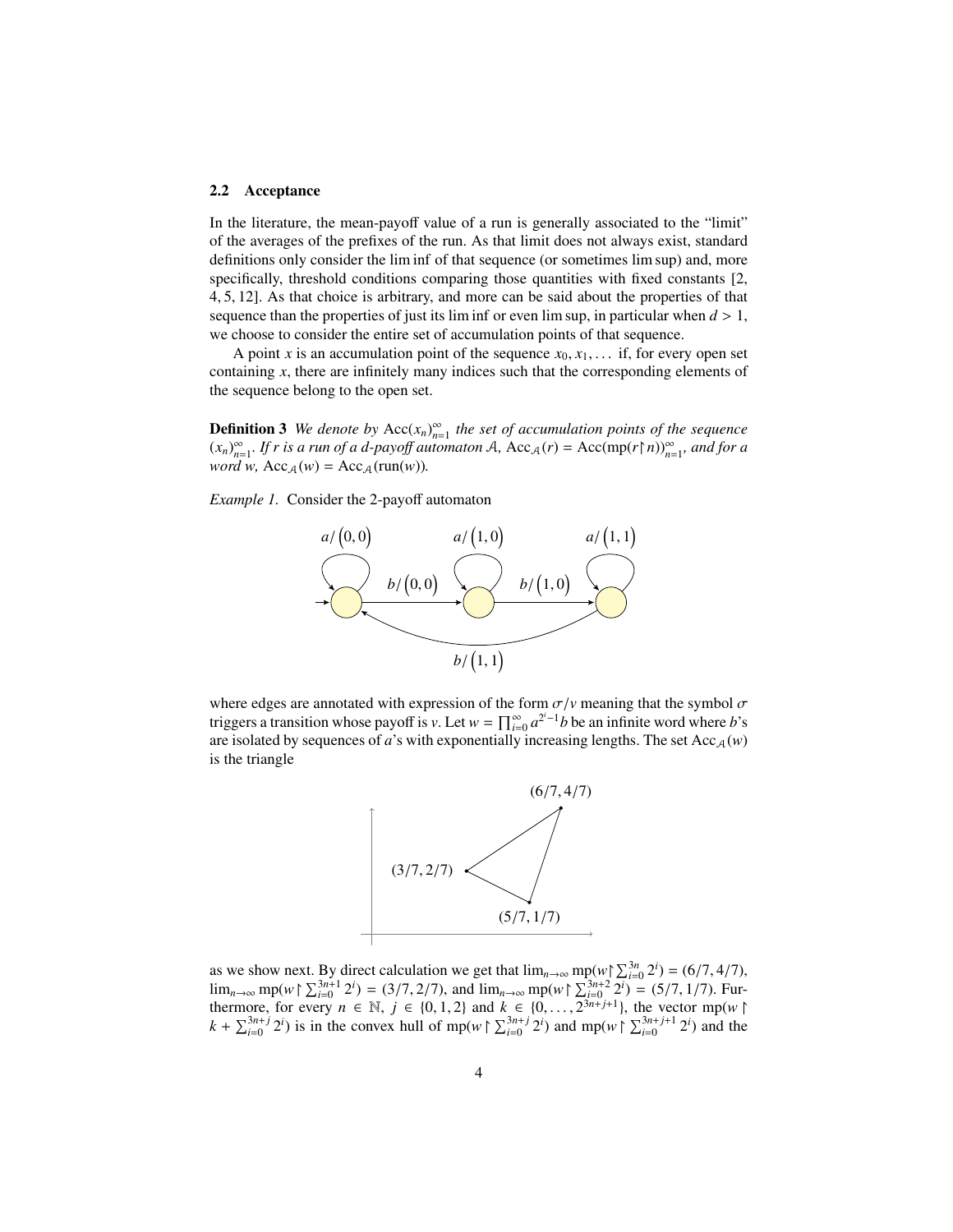### 2.2 Acceptance

In the literature, the mean-payoff value of a run is generally associated to the "limit" of the averages of the prefixes of the run. As that limit does not always exist, standard definitions only consider the lim inf of that sequence (or sometimes lim sup) and, more specifically, threshold conditions comparing those quantities with fixed constants [2, 4, 5, 12]. As that choice is arbitrary, and more can be said about the properties of that sequence than the properties of just its lim inf or even lim sup, in particular when $d > 1$, we choose to consider the entire set of accumulation points of that sequence.

A point $x$ is an accumulation point of the sequence $x_0, x_1, \ldots$ if, for every open set containing $x$, there are infinitely many indices such that the corresponding elements of the sequence belong to the open set.

**Definition 3** *We denote by* $\mathrm{Acc}(x_n)_{n=1}^{\infty}$ *the set of accumulation points of the sequence* $(x_n)_{n=1}^{\infty}$. *If $r$ is a run of a $d$-payoff automaton $\mathcal{A}$,* $\mathrm{Acc}_{\mathcal{A}}(r) = \mathrm{Acc}(\mathrm{mp}(r{\restriction}n))_{n=1}^{\infty}$, *and for a word $w$,* $\mathrm{Acc}_{\mathcal{A}}(w) = \mathrm{Acc}_{\mathcal{A}}(\mathrm{run}(w))$.

*Example 1.* Consider the 2-payoff automaton

where edges are annotated with expression of the form $\sigma/v$ meaning that the symbol $\sigma$ triggers a transition whose payoff is $v$. Let $w = \prod_{i=0}^{\infty} a^{2^i-1}b$ be an infinite word where $b$'s are isolated by sequences of $a$'s with exponentially increasing lengths. The set $\mathrm{Acc}_{\mathcal{A}}(w)$ is the triangle

as we show next. By direct calculation we get that $\lim_{n\to\infty} \mathrm{mp}(w{\restriction}\sum_{i=0}^{3n} 2^i) = (6/7, 4/7)$, $\lim_{n\to\infty} \mathrm{mp}(w{\restriction}\sum_{i=0}^{3n+1} 2^i) = (3/7, 2/7)$, and $\lim_{n\to\infty} \mathrm{mp}(w{\restriction}\sum_{i=0}^{3n+2} 2^i) = (5/7, 1/7)$. Furthermore, for every $n \in \mathbb{N}$, $j \in \{0, 1, 2\}$ and $k \in \{0, \ldots, 2^{3n+j+1}\}$, the vector $\mathrm{mp}(w{\restriction} k + \sum_{i=0}^{3n+j} 2^i)$ is in the convex hull of $\mathrm{mp}(w{\restriction}\sum_{i=0}^{3n+j} 2^i)$ and $\mathrm{mp}(w{\restriction}\sum_{i=0}^{3n+j+1} 2^i)$ and the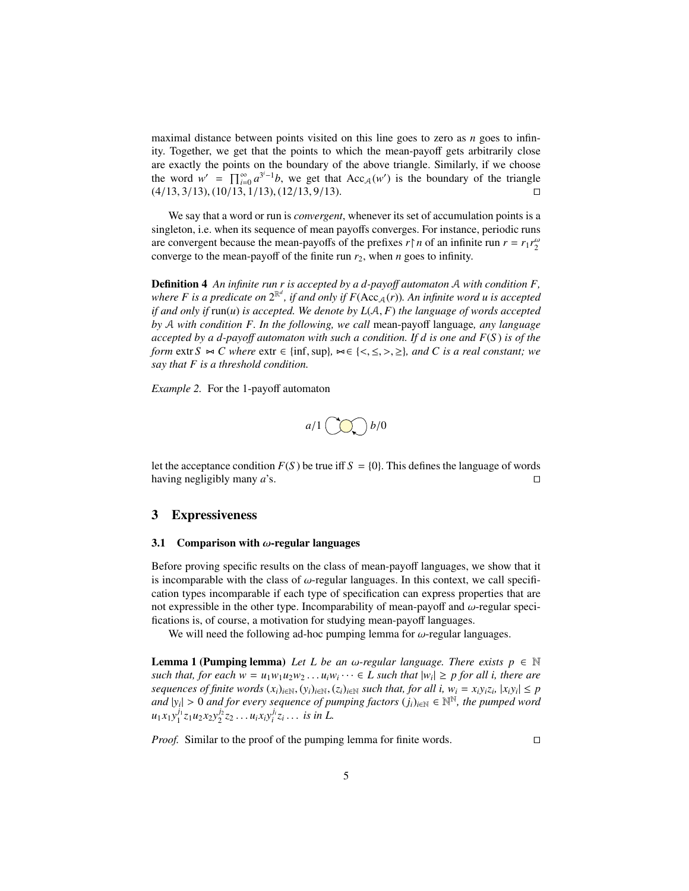maximal distance between points visited on this line goes to zero as $n$ goes to infinity. Together, we get that the points to which the mean-payoff gets arbitrarily close are exactly the points on the boundary of the above triangle. Similarly, if we choose the word $w' = \prod_{i=0}^{\infty} a^{3^i-1}b$, we get that $\mathrm{Acc}_{\mathcal{A}}(w')$ is the boundary of the triangle $(4/13, 3/13), (10/13, 1/13), (12/13, 9/13)$. □

We say that a word or run is *convergent*, whenever its set of accumulation points is a singleton, i.e. when its sequence of mean payoffs converges. For instance, periodic runs are convergent because the mean-payoffs of the prefixes $r\lceil n$ of an infinite run $r = r_1 r_2^{\omega}$ converge to the mean-payoff of the finite run $r_2$, when $n$ goes to infinity.

**Definition 4** *An infinite run $r$ is accepted by a $d$-payoff automaton $\mathcal{A}$ with condition $F$, where $F$ is a predicate on $2^{\mathbb{R}^d}$, if and only if $F(\mathrm{Acc}_{\mathcal{A}}(r))$. An infinite word $u$ is accepted if and only if $\mathrm{run}(u)$ is accepted. We denote by $L(\mathcal{A}, F)$ the language of words accepted by $\mathcal{A}$ with condition $F$. In the following, we call* mean-payoff language*, any language accepted by a $d$-payoff automaton with such a condition. If $d$ is one and $F(S)$ is of the form $\mathrm{extr}\, S \bowtie C$ where $\mathrm{extr} \in \{\inf, \sup\}$, $\bowtie \in \{<, \leq, >, \geq\}$, and $C$ is a real constant; we say that $F$ is a threshold condition.*

*Example 2.* For the 1-payoff automaton

$a/1$ ⟲ ◯ ⟳ $b/0$

let the acceptance condition $F(S)$ be true iff $S = \{0\}$. This defines the language of words having negligibly many $a$'s. □

## 3 Expressiveness

### 3.1 Comparison with $\omega$-regular languages

Before proving specific results on the class of mean-payoff languages, we show that it is incomparable with the class of $\omega$-regular languages. In this context, we call specification types incomparable if each type of specification can express properties that are not expressible in the other type. Incomparability of mean-payoff and $\omega$-regular specifications is, of course, a motivation for studying mean-payoff languages.

We will need the following ad-hoc pumping lemma for $\omega$-regular languages.

**Lemma 1 (Pumping lemma)** *Let $L$ be an $\omega$-regular language. There exists $p \in \mathbb{N}$ such that, for each $w = u_1 w_1 u_2 w_2 \ldots u_i w_i \cdots \in L$ such that $|w_i| \geq p$ for all $i$, there are sequences of finite words $(x_i)_{i\in\mathbb{N}}, (y_i)_{i\in\mathbb{N}}, (z_i)_{i\in\mathbb{N}}$ such that, for all $i$, $w_i = x_i y_i z_i$, $|x_i y_i| \leq p$ and $|y_i| > 0$ and for every sequence of pumping factors $(j_i)_{i\in\mathbb{N}} \in \mathbb{N}^{\mathbb{N}}$, the pumped word $u_1 x_1 y_1^{j_1} z_1 u_2 x_2 y_2^{j_2} z_2 \ldots u_i x_i y_i^{j_i} z_i \ldots$ is in $L$.*

*Proof.* Similar to the proof of the pumping lemma for finite words. □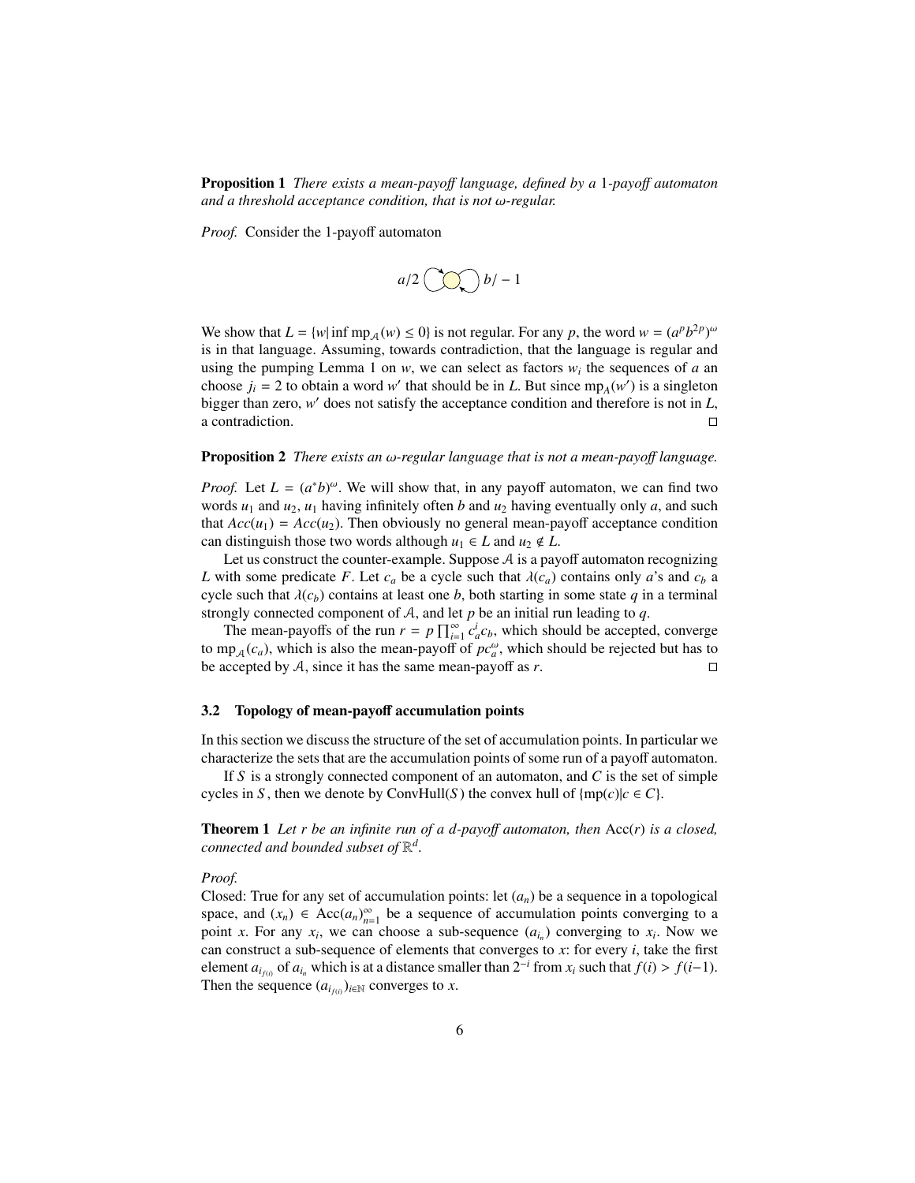**Proposition 1** *There exists a mean-payoff language, defined by a 1-payoff automaton and a threshold acceptance condition, that is not ω-regular.*

*Proof.* Consider the 1-payoff automaton

$$a/2 \circlearrowleft \bigcirc \circlearrowright b/-1$$

We show that $L = \{w | \inf \text{mp}_{\mathcal{A}}(w) \leq 0\}$ is not regular. For any $p$, the word $w = (a^p b^{2p})^\omega$ is in that language. Assuming, towards contradiction, that the language is regular and using the pumping Lemma 1 on $w$, we can select as factors $w_i$ the sequences of $a$ an choose $j_i = 2$ to obtain a word $w'$ that should be in $L$. But since $\text{mp}_A(w')$ is a singleton bigger than zero, $w'$ does not satisfy the acceptance condition and therefore is not in $L$, a contradiction. □

**Proposition 2** *There exists an ω-regular language that is not a mean-payoff language.*

*Proof.* Let $L = (a^*b)^\omega$. We will show that, in any payoff automaton, we can find two words $u_1$ and $u_2$, $u_1$ having infinitely often $b$ and $u_2$ having eventually only $a$, and such that $Acc(u_1) = Acc(u_2)$. Then obviously no general mean-payoff acceptance condition can distinguish those two words although $u_1 \in L$ and $u_2 \notin L$.

Let us construct the counter-example. Suppose $\mathcal{A}$ is a payoff automaton recognizing $L$ with some predicate $F$. Let $c_a$ be a cycle such that $\lambda(c_a)$ contains only $a$'s and $c_b$ a cycle such that $\lambda(c_b)$ contains at least one $b$, both starting in some state $q$ in a terminal strongly connected component of $\mathcal{A}$, and let $p$ be an initial run leading to $q$.

The mean-payoffs of the run $r = p \prod_{i=1}^{\infty} c_a^i c_b$, which should be accepted, converge to $\text{mp}_{\mathcal{A}}(c_a)$, which is also the mean-payoff of $pc_a^\omega$, which should be rejected but has to be accepted by $\mathcal{A}$, since it has the same mean-payoff as $r$. □

### 3.2 Topology of mean-payoff accumulation points

In this section we discuss the structure of the set of accumulation points. In particular we characterize the sets that are the accumulation points of some run of a payoff automaton.

If $S$ is a strongly connected component of an automaton, and $C$ is the set of simple cycles in $S$, then we denote by $\text{ConvHull}(S)$ the convex hull of $\{\text{mp}(c) | c \in C\}$.

**Theorem 1** *Let $r$ be an infinite run of a $d$-payoff automaton, then* $\text{Acc}(r)$ *is a closed, connected and bounded subset of* $\mathbb{R}^d$.

*Proof.*
Closed: True for any set of accumulation points: let $(a_n)$ be a sequence in a topological space, and $(x_n) \in \text{Acc}(a_n)_{n=1}^\infty$ be a sequence of accumulation points converging to a point $x$. For any $x_i$, we can choose a sub-sequence $(a_{i_n})$ converging to $x_i$. Now we can construct a sub-sequence of elements that converges to $x$: for every $i$, take the first element $a_{i_{f(i)}}$ of $a_{i_n}$ which is at a distance smaller than $2^{-i}$ from $x_i$ such that $f(i) > f(i-1)$. Then the sequence $(a_{i_{f(i)}})_{i \in \mathbb{N}}$ converges to $x$.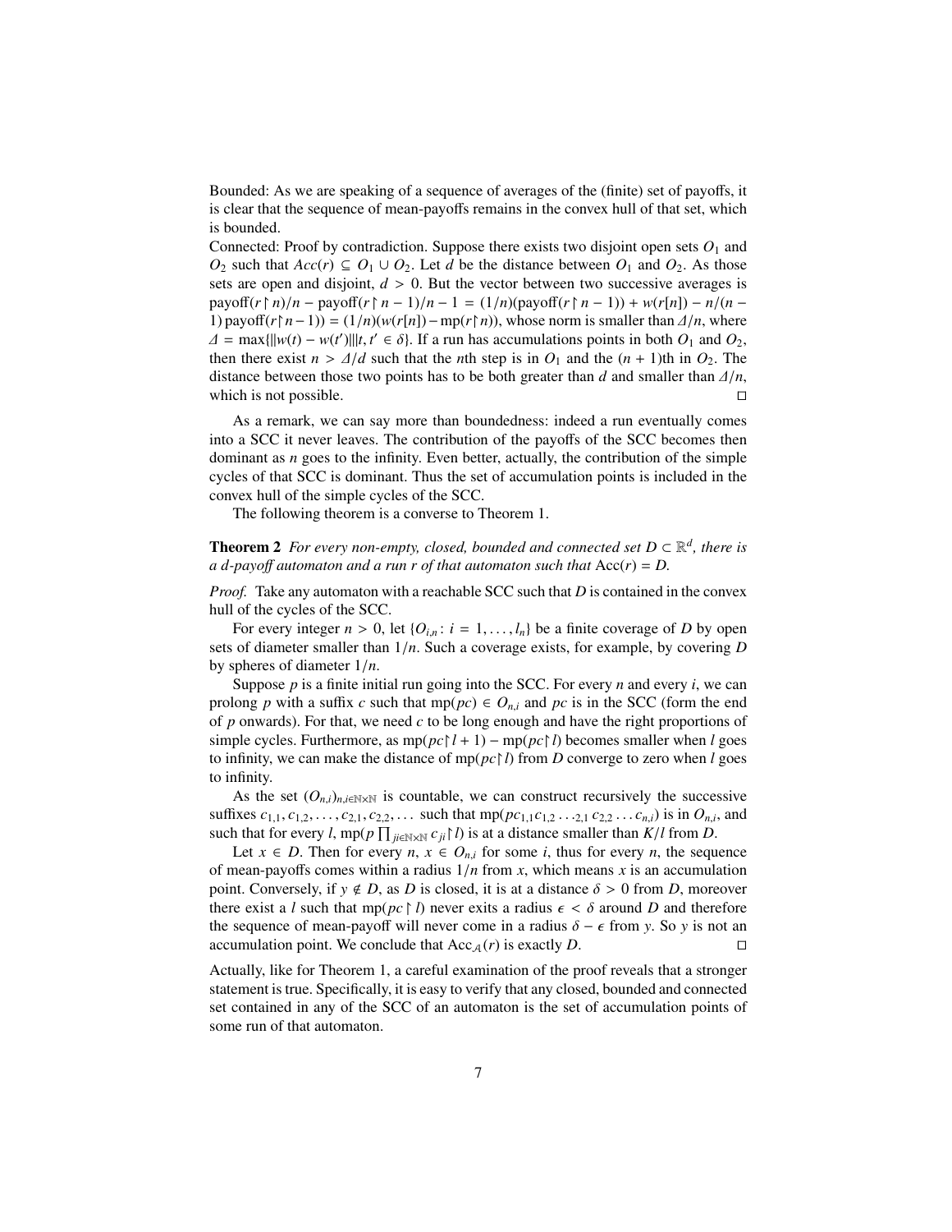Bounded: As we are speaking of a sequence of averages of the (finite) set of payoffs, it is clear that the sequence of mean-payoffs remains in the convex hull of that set, which is bounded.

Connected: Proof by contradiction. Suppose there exists two disjoint open sets $O_1$ and $O_2$ such that $Acc(r) \subseteq O_1 \cup O_2$. Let $d$ be the distance between $O_1$ and $O_2$. As those sets are open and disjoint, $d > 0$. But the vector between two successive averages is $\text{payoff}(r \upharpoonright n)/n - \text{payoff}(r \upharpoonright n-1)/n - 1 = (1/n)(\text{payoff}(r \upharpoonright n-1)) + w(r[n]) - n/(n-1)\,\text{payoff}(r \upharpoonright n-1)) = (1/n)(w(r[n]) - \text{mp}(r \upharpoonright n))$, whose norm is smaller than $\Delta/n$, where $\Delta = \max\{\|w(t) - w(t')\| | t, t' \in \delta\}$. If a run has accumulations points in both $O_1$ and $O_2$, then there exist $n > \Delta/d$ such that the $n$th step is in $O_1$ and the $(n+1)$th in $O_2$. The distance between those two points has to be both greater than $d$ and smaller than $\Delta/n$, which is not possible. □

As a remark, we can say more than boundedness: indeed a run eventually comes into a SCC it never leaves. The contribution of the payoffs of the SCC becomes then dominant as $n$ goes to the infinity. Even better, actually, the contribution of the simple cycles of that SCC is dominant. Thus the set of accumulation points is included in the convex hull of the simple cycles of the SCC.

The following theorem is a converse to Theorem 1.

**Theorem 2** *For every non-empty, closed, bounded and connected set $D \subset \mathbb{R}^d$, there is a d-payoff automaton and a run r of that automaton such that* $\text{Acc}(r) = D$.

*Proof.* Take any automaton with a reachable SCC such that $D$ is contained in the convex hull of the cycles of the SCC.

For every integer $n > 0$, let $\{O_{i,n} : i = 1, \dots, l_n\}$ be a finite coverage of $D$ by open sets of diameter smaller than $1/n$. Such a coverage exists, for example, by covering $D$ by spheres of diameter $1/n$.

Suppose $p$ is a finite initial run going into the SCC. For every $n$ and every $i$, we can prolong $p$ with a suffix $c$ such that $\text{mp}(pc) \in O_{n,i}$ and $pc$ is in the SCC (form the end of $p$ onwards). For that, we need $c$ to be long enough and have the right proportions of simple cycles. Furthermore, as $\text{mp}(pc \upharpoonright l+1) - \text{mp}(pc \upharpoonright l)$ becomes smaller when $l$ goes to infinity, we can make the distance of $\text{mp}(pc \upharpoonright l)$ from $D$ converge to zero when $l$ goes to infinity.

As the set $(O_{n,i})_{n,i \in \mathbb{N} \times \mathbb{N}}$ is countable, we can construct recursively the successive suffixes $c_{1,1}, c_{1,2}, \dots, c_{2,1}, c_{2,2}, \dots$ such that $\text{mp}(pc_{1,1}c_{1,2} \dots {}_{2,1}\, c_{2,2} \dots c_{n,i})$ is in $O_{n,i}$, and such that for every $l$, $\text{mp}(p \prod_{ji \in \mathbb{N} \times \mathbb{N}} c_{ji} \upharpoonright l)$ is at a distance smaller than $K/l$ from $D$.

Let $x \in D$. Then for every $n$, $x \in O_{n,i}$ for some $i$, thus for every $n$, the sequence of mean-payoffs comes within a radius $1/n$ from $x$, which means $x$ is an accumulation point. Conversely, if $y \notin D$, as $D$ is closed, it is at a distance $\delta > 0$ from $D$, moreover there exist a $l$ such that $\text{mp}(pc \upharpoonright l)$ never exits a radius $\epsilon < \delta$ around $D$ and therefore the sequence of mean-payoff will never come in a radius $\delta - \epsilon$ from $y$. So $y$ is not an accumulation point. We conclude that $\text{Acc}_{\mathcal{A}}(r)$ is exactly $D$. □

Actually, like for Theorem 1, a careful examination of the proof reveals that a stronger statement is true. Specifically, it is easy to verify that any closed, bounded and connected set contained in any of the SCC of an automaton is the set of accumulation points of some run of that automaton.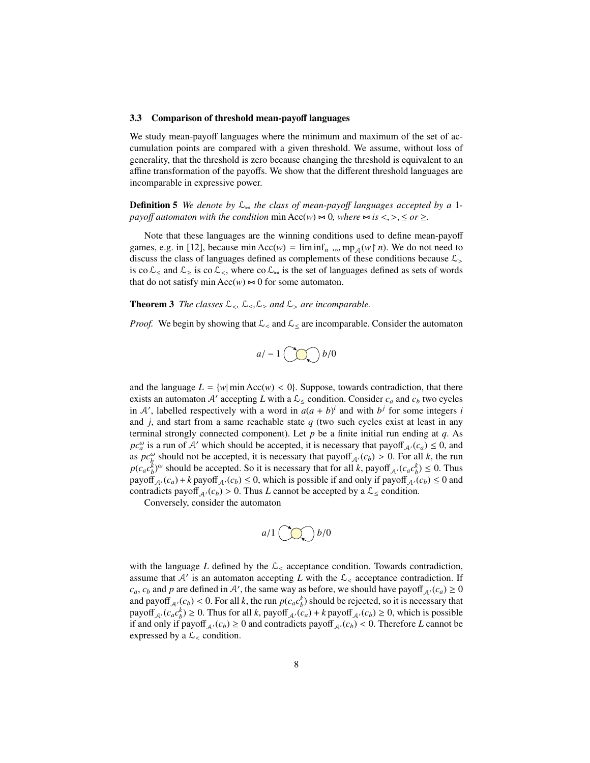### 3.3 Comparison of threshold mean-payoff languages

We study mean-payoff languages where the minimum and maximum of the set of accumulation points are compared with a given threshold. We assume, without loss of generality, that the threshold is zero because changing the threshold is equivalent to an affine transformation of the payoffs. We show that the different threshold languages are incomparable in expressive power.

**Definition 5** *We denote by $\mathcal{L}_{\bowtie}$ the class of mean-payoff languages accepted by a 1-payoff automaton with the condition $\min \text{Acc}(w) \bowtie 0$, where $\bowtie$ is $<, >, \leq$ or $\geq$.*

Note that these languages are the winning conditions used to define mean-payoff games, e.g. in [12], because $\min \text{Acc}(w) = \liminf_{n\to\infty} \text{mp}_{\mathcal{A}}(w \upharpoonright n)$. We do not need to discuss the class of languages defined as complements of these conditions because $\mathcal{L}_{>}$ is $\text{co}\,\mathcal{L}_{\leq}$ and $\mathcal{L}_{\geq}$ is $\text{co}\,\mathcal{L}_{<}$, where $\text{co}\,\mathcal{L}_{\bowtie}$ is the set of languages defined as sets of words that do not satisfy $\min \text{Acc}(w) \bowtie 0$ for some automaton.

**Theorem 3** *The classes $\mathcal{L}_{<}$, $\mathcal{L}_{\leq}$, $\mathcal{L}_{\geq}$ and $\mathcal{L}_{>}$ are incomparable.*

*Proof.* We begin by showing that $\mathcal{L}_{<}$ and $\mathcal{L}_{\leq}$ are incomparable. Consider the automaton

$$a/-1 \;\circlearrowleft\bigcirc\circlearrowright\; b/0$$

and the language $L = \{w | \min \text{Acc}(w) < 0\}$. Suppose, towards contradiction, that there exists an automaton $\mathcal{A}'$ accepting $L$ with a $\mathcal{L}_{\leq}$ condition. Consider $c_a$ and $c_b$ two cycles in $\mathcal{A}'$, labelled respectively with a word in $a(a+b)^i$ and with $b^j$ for some integers $i$ and $j$, and start from a same reachable state $q$ (two such cycles exist at least in any terminal strongly connected component). Let $p$ be a finite initial run ending at $q$. As $pc_a^\omega$ is a run of $\mathcal{A}'$ which should be accepted, it is necessary that $\text{payoff}_{\mathcal{A}'}(c_a) \leq 0$, and as $pc_b^\omega$ should not be accepted, it is necessary that $\text{payoff}_{\mathcal{A}'}(c_b) > 0$. For all $k$, the run $p(c_a c_b^k)^\omega$ should be accepted. So it is necessary that for all $k$, $\text{payoff}_{\mathcal{A}'}(c_a c_b^k) \leq 0$. Thus $\text{payoff}_{\mathcal{A}'}(c_a) + k\,\text{payoff}_{\mathcal{A}'}(c_b) \leq 0$, which is possible if and only if $\text{payoff}_{\mathcal{A}'}(c_b) \leq 0$ and contradicts $\text{payoff}_{\mathcal{A}'}(c_b) > 0$. Thus $L$ cannot be accepted by a $\mathcal{L}_{\leq}$ condition.

Conversely, consider the automaton

$$a/1 \;\circlearrowleft\bigcirc\circlearrowright\; b/0$$

with the language $L$ defined by the $\mathcal{L}_{\leq}$ acceptance condition. Towards contradiction, assume that $\mathcal{A}'$ is an automaton accepting $L$ with the $\mathcal{L}_{<}$ acceptance contradiction. If $c_a$, $c_b$ and $p$ are defined in $\mathcal{A}'$, the same way as before, we should have $\text{payoff}_{\mathcal{A}'}(c_a) \geq 0$ and $\text{payoff}_{\mathcal{A}'}(c_b) < 0$. For all $k$, the run $p(c_a c_b^k)$ should be rejected, so it is necessary that $\text{payoff}_{\mathcal{A}'}(c_a c_b^k) \geq 0$. Thus for all $k$, $\text{payoff}_{\mathcal{A}'}(c_a) + k\,\text{payoff}_{\mathcal{A}'}(c_b) \geq 0$, which is possible if and only if $\text{payoff}_{\mathcal{A}'}(c_b) \geq 0$ and contradicts $\text{payoff}_{\mathcal{A}'}(c_b) < 0$. Therefore $L$ cannot be expressed by a $\mathcal{L}_{<}$ condition.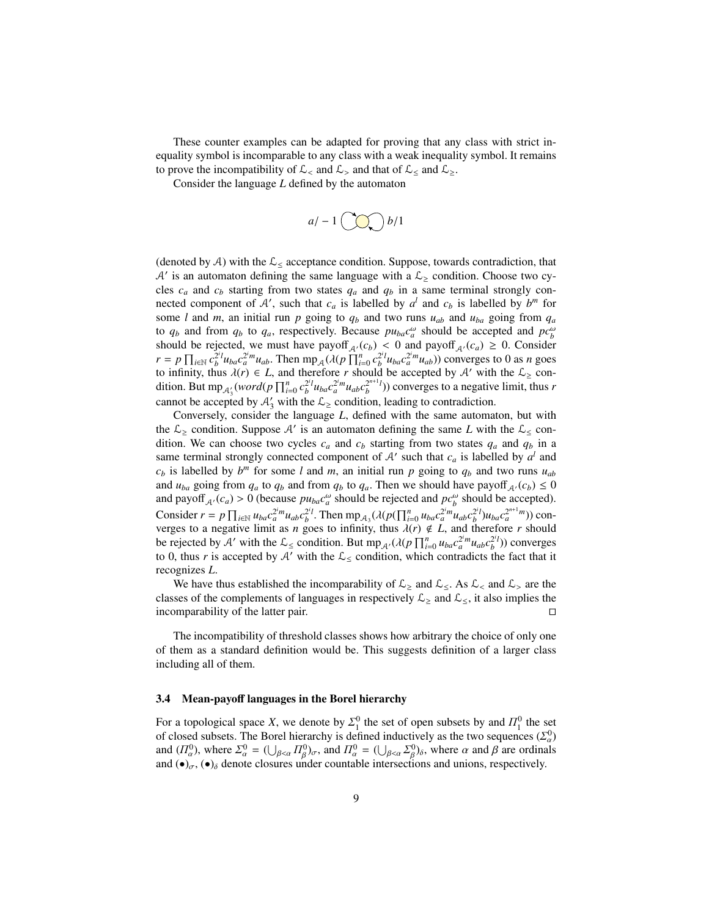These counter examples can be adapted for proving that any class with strict inequality symbol is incomparable to any class with a weak inequality symbol. It remains to prove the incompatibility of $\mathcal{L}_<$ and $\mathcal{L}_>$ and that of $\mathcal{L}_\leq$ and $\mathcal{L}_\geq$.

Consider the language $L$ defined by the automaton

$$a/-1 \;\circlearrowleft\bigcirc\circlearrowright\; b/1$$

(denoted by $\mathcal{A}$) with the $\mathcal{L}_\leq$ acceptance condition. Suppose, towards contradiction, that $\mathcal{A}'$ is an automaton defining the same language with a $\mathcal{L}_\geq$ condition. Choose two cycles $c_a$ and $c_b$ starting from two states $q_a$ and $q_b$ in a same terminal strongly connected component of $\mathcal{A}'$, such that $c_a$ is labelled by $a^l$ and $c_b$ is labelled by $b^m$ for some $l$ and $m$, an initial run $p$ going to $q_b$ and two runs $u_{ab}$ and $u_{ba}$ going from $q_a$ to $q_b$ and from $q_b$ to $q_a$, respectively. Because $pu_{ba}c_a^\omega$ should be accepted and $pc_b^\omega$ should be rejected, we must have $\text{payoff}_{\mathcal{A}'}(c_b) < 0$ and $\text{payoff}_{\mathcal{A}'}(c_a) \geq 0$. Consider $r = p\prod_{i\in\mathbb{N}} c_b^{2^i l}u_{ba}c_a^{2^i m}u_{ab}$. Then $\text{mp}_{\mathcal{A}}(\lambda(p\prod_{i=0}^n c_b^{2^i l}u_{ba}c_a^{2^i m}u_{ab}))$ converges to 0 as $n$ goes to infinity, thus $\lambda(r) \in L$, and therefore $r$ should be accepted by $\mathcal{A}'$ with the $\mathcal{L}_\geq$ condition. But $\text{mp}_{\mathcal{A}_3'}(word(p\prod_{i=0}^n c_b^{2^i l}u_{ba}c_a^{2^i m}u_{ab}c_b^{2^{n+1}l}))$ converges to a negative limit, thus $r$ cannot be accepted by $\mathcal{A}_3'$ with the $\mathcal{L}_\geq$ condition, leading to contradiction.

Conversely, consider the language $L$, defined with the same automaton, but with the $\mathcal{L}_\geq$ condition. Suppose $\mathcal{A}'$ is an automaton defining the same $L$ with the $\mathcal{L}_\leq$ condition. We can choose two cycles $c_a$ and $c_b$ starting from two states $q_a$ and $q_b$ in a same terminal strongly connected component of $\mathcal{A}'$ such that $c_a$ is labelled by $a^l$ and $c_b$ is labelled by $b^m$ for some $l$ and $m$, an initial run $p$ going to $q_b$ and two runs $u_{ab}$ and $u_{ba}$ going from $q_a$ to $q_b$ and from $q_b$ to $q_a$. Then we should have $\text{payoff}_{\mathcal{A}'}(c_b) \leq 0$ and $\text{payoff}_{\mathcal{A}'}(c_a) > 0$ (because $pu_{ba}c_a^\omega$ should be rejected and $pc_b^\omega$ should be accepted). Consider $r = p\prod_{i\in\mathbb{N}} u_{ba}c_a^{2^i m}u_{ab}c_b^{2^i l}$. Then $\text{mp}_{\mathcal{A}_3}(\lambda(p(\prod_{i=0}^n u_{ba}c_a^{2^i m}u_{ab}c_b^{2^i l})u_{ba}c_a^{2^{n+1}m}))$ converges to a negative limit as $n$ goes to infinity, thus $\lambda(r) \notin L$, and therefore $r$ should be rejected by $\mathcal{A}'$ with the $\mathcal{L}_\leq$ condition. But $\text{mp}_{\mathcal{A}'}(\lambda(p\prod_{i=0}^n u_{ba}c_a^{2^i m}u_{ab}c_b^{2^i l}))$ converges to 0, thus $r$ is accepted by $\mathcal{A}'$ with the $\mathcal{L}_\leq$ condition, which contradicts the fact that it recognizes $L$.

We have thus established the incomparability of $\mathcal{L}_\geq$ and $\mathcal{L}_\leq$. As $\mathcal{L}_<$ and $\mathcal{L}_>$ are the classes of the complements of languages in respectively $\mathcal{L}_\geq$ and $\mathcal{L}_\leq$, it also implies the incomparability of the latter pair. $\square$

The incompatibility of threshold classes shows how arbitrary the choice of only one of them as a standard definition would be. This suggests definition of a larger class including all of them.

### 3.4 Mean-payoff languages in the Borel hierarchy

For a topological space $X$, we denote by $\Sigma_1^0$ the set of open subsets by and $\Pi_1^0$ the set of closed subsets. The Borel hierarchy is defined inductively as the two sequences $(\Sigma_\alpha^0)$ and $(\Pi_\alpha^0)$, where $\Sigma_\alpha^0 = (\bigcup_{\beta<\alpha}\Pi_\beta^0)_\sigma$, and $\Pi_\alpha^0 = (\bigcup_{\beta<\alpha}\Sigma_\beta^0)_\delta$, where $\alpha$ and $\beta$ are ordinals and $(\bullet)_\sigma$, $(\bullet)_\delta$ denote closures under countable intersections and unions, respectively.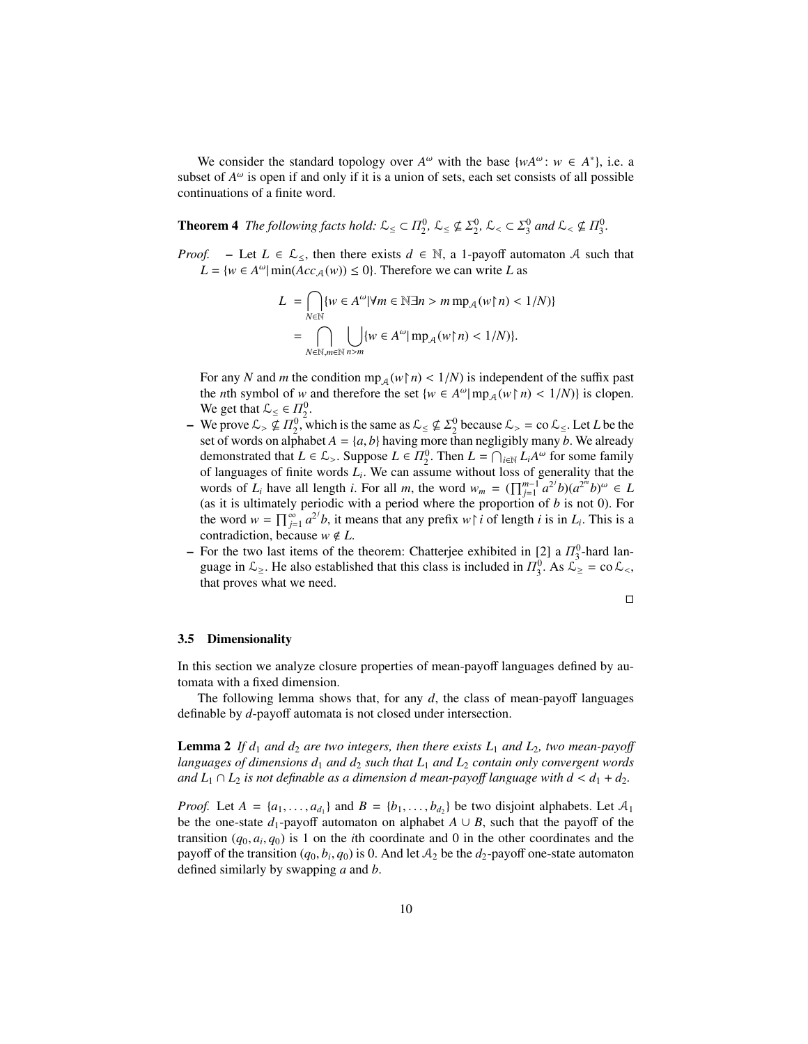We consider the standard topology over $A^\omega$ with the base $\{wA^\omega : w \in A^*\}$, i.e. a subset of $A^\omega$ is open if and only if it is a union of sets, each set consists of all possible continuations of a finite word.

**Theorem 4** *The following facts hold: $\mathcal{L}_\leq \subset \Pi^0_2$, $\mathcal{L}_\leq \not\subseteq \Sigma^0_2$, $\mathcal{L}_< \subset \Sigma^0_3$ and $\mathcal{L}_< \not\subseteq \Pi^0_3$.*

*Proof.*
- Let $L \in \mathcal{L}_\leq$, then there exists $d \in \mathbb{N}$, a 1-payoff automaton $\mathcal{A}$ such that $L = \{w \in A^\omega | \min(Acc_\mathcal{A}(w)) \leq 0\}$. Therefore we can write $L$ as

$$
\begin{aligned}
L &= \bigcap_{N \in \mathbb{N}} \{w \in A^\omega | \forall m \in \mathbb{N} \exists n > m \operatorname{mp}_\mathcal{A}(w \upharpoonright n) < 1/N)\} \\
&= \bigcap_{N \in \mathbb{N}, m \in \mathbb{N}} \bigcup_{n > m} \{w \in A^\omega | \operatorname{mp}_\mathcal{A}(w \upharpoonright n) < 1/N)\}.
\end{aligned}
$$

  For any $N$ and $m$ the condition $\operatorname{mp}_\mathcal{A}(w \upharpoonright n) < 1/N)$ is independent of the suffix past the $n$th symbol of $w$ and therefore the set $\{w \in A^\omega | \operatorname{mp}_\mathcal{A}(w \upharpoonright n) < 1/N)\}$ is clopen. We get that $\mathcal{L}_\leq \in \Pi^0_2$.
- We prove $\mathcal{L}_> \not\subseteq \Pi^0_2$, which is the same as $\mathcal{L}_\leq \not\subseteq \Sigma^0_2$ because $\mathcal{L}_> = \operatorname{co} \mathcal{L}_\leq$. Let $L$ be the set of words on alphabet $A = \{a, b\}$ having more than negligibly many $b$. We already demonstrated that $L \in \mathcal{L}_>$. Suppose $L \in \Pi^0_2$. Then $L = \bigcap_{i \in \mathbb{N}} L_i A^\omega$ for some family of languages of finite words $L_i$. We can assume without loss of generality that the words of $L_i$ have all length $i$. For all $m$, the word $w_m = (\prod_{j=1}^{m-1} a^{2^j} b)(a^{2^m} b)^\omega \in L$ (as it is ultimately periodic with a period where the proportion of $b$ is not 0). For the word $w = \prod_{j=1}^{\infty} a^{2^j} b$, it means that any prefix $w \upharpoonright i$ of length $i$ is in $L_i$. This is a contradiction, because $w \notin L$.
- For the two last items of the theorem: Chatterjee exhibited in [2] a $\Pi^0_3$-hard language in $\mathcal{L}_\geq$. He also established that this class is included in $\Pi^0_3$. As $\mathcal{L}_\geq = \operatorname{co} \mathcal{L}_<$, that proves what we need.

□

### 3.5 Dimensionality

In this section we analyze closure properties of mean-payoff languages defined by automata with a fixed dimension.

The following lemma shows that, for any $d$, the class of mean-payoff languages definable by $d$-payoff automata is not closed under intersection.

**Lemma 2** *If $d_1$ and $d_2$ are two integers, then there exists $L_1$ and $L_2$, two mean-payoff languages of dimensions $d_1$ and $d_2$ such that $L_1$ and $L_2$ contain only convergent words and $L_1 \cap L_2$ is not definable as a dimension $d$ mean-payoff language with $d < d_1 + d_2$.*

*Proof.* Let $A = \{a_1, \ldots, a_{d_1}\}$ and $B = \{b_1, \ldots, b_{d_2}\}$ be two disjoint alphabets. Let $\mathcal{A}_1$ be the one-state $d_1$-payoff automaton on alphabet $A \cup B$, such that the payoff of the transition $(q_0, a_i, q_0)$ is 1 on the $i$th coordinate and 0 in the other coordinates and the payoff of the transition $(q_0, b_i, q_0)$ is 0. And let $\mathcal{A}_2$ be the $d_2$-payoff one-state automaton defined similarly by swapping $a$ and $b$.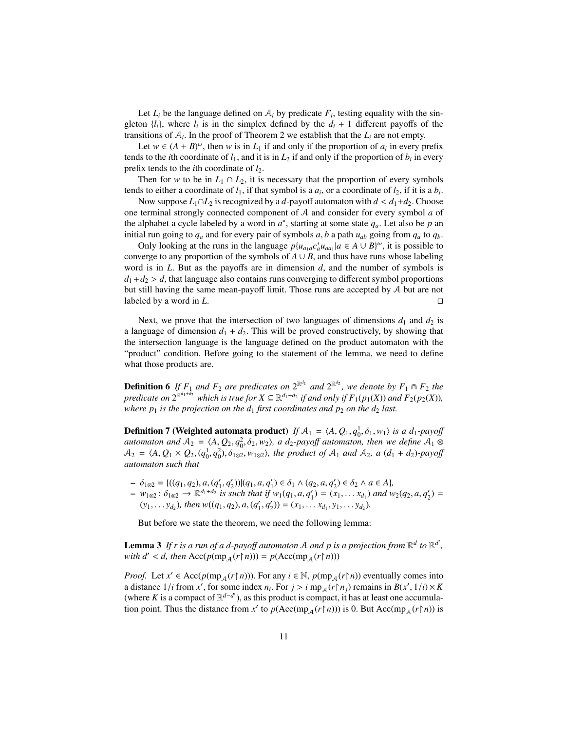Let $L_i$ be the language defined on $\mathcal{A}_i$ by predicate $F_i$, testing equality with the singleton $\{l_i\}$, where $l_i$ is in the simplex defined by the $d_i + 1$ different payoffs of the transitions of $\mathcal{A}_i$. In the proof of Theorem 2 we establish that the $L_i$ are not empty.

Let $w \in (A + B)^\omega$, then $w$ is in $L_1$ if and only if the proportion of $a_i$ in every prefix tends to the $i$th coordinate of $l_1$, and it is in $L_2$ if and only if the proportion of $b_i$ in every prefix tends to the $i$th coordinate of $l_2$.

Then for $w$ to be in $L_1 \cap L_2$, it is necessary that the proportion of every symbols tends to either a coordinate of $l_1$, if that symbol is a $a_i$, or a coordinate of $l_2$, if it is a $b_i$.

Now suppose $L_1 \cap L_2$ is recognized by a $d$-payoff automaton with $d < d_1 + d_2$. Choose one terminal strongly connected component of $\mathcal{A}$ and consider for every symbol $a$ of the alphabet a cycle labeled by a word in $a^*$, starting at some state $q_a$. Let also be $p$ an initial run going to $q_a$ and for every pair of symbols $a, b$ a path $u_{ab}$ going from $q_a$ to $q_b$.

Only looking at the runs in the language $p\{u_{a_1 a} c_a^* u_{a a_1} | a \in A \cup B\}^\omega$, it is possible to converge to any proportion of the symbols of $A \cup B$, and thus have runs whose labeling word is in $L$. But as the payoffs are in dimension $d$, and the number of symbols is $d_1 + d_2 > d$, that language also contains runs converging to different symbol proportions but still having the same mean-payoff limit. Those runs are accepted by $\mathcal{A}$ but are not labeled by a word in $L$. $\square$

Next, we prove that the intersection of two languages of dimensions $d_1$ and $d_2$ is a language of dimension $d_1 + d_2$. This will be proved constructively, by showing that the intersection language is the language defined on the product automaton with the "product" condition. Before going to the statement of the lemma, we need to define what those products are.

**Definition 6** *If $F_1$ and $F_2$ are predicates on $2^{\mathbb{R}^{d_1}}$ and $2^{\mathbb{R}^{d_2}}$, we denote by $F_1 \Cap F_2$ the predicate on $2^{\mathbb{R}^{d_1+d_2}}$ which is true for $X \subseteq \mathbb{R}^{d_1+d_2}$ if and only if $F_1(p_1(X))$ and $F_2(p_2(X))$, where $p_1$ is the projection on the $d_1$ first coordinates and $p_2$ on the $d_2$ last.*

**Definition 7 (Weighted automata product)** *If $\mathcal{A}_1 = \langle A, Q_1, q_0^1, \delta_1, w_1 \rangle$ is a $d_1$-payoff automaton and $\mathcal{A}_2 = \langle A, Q_2, q_0^2, \delta_2, w_2 \rangle$, a $d_2$-payoff automaton, then we define $\mathcal{A}_1 \otimes \mathcal{A}_2 = \langle A, Q_1 \times Q_2, (q_0^1, q_0^2), \delta_{1\otimes 2}, w_{1\otimes 2} \rangle$, the product of $\mathcal{A}_1$ and $\mathcal{A}_2$, a $(d_1 + d_2)$-payoff automaton such that*

- *$\delta_{1\otimes 2} = \{((q_1, q_2), a, (q_1', q_2')) | (q_1, a, q_1') \in \delta_1 \wedge (q_2, a, q_2') \in \delta_2 \wedge a \in A\}$,*
- *$w_{1\otimes 2} \colon \delta_{1\otimes 2} \to \mathbb{R}^{d_1+d_2}$ is such that if $w_1(q_1, a, q_1') = (x_1, \ldots x_{d_1})$ and $w_2(q_2, a, q_2') = (y_1, \ldots y_{d_2})$, then $w((q_1, q_2), a, (q_1', q_2')) = (x_1, \ldots x_{d_1}, y_1, \ldots y_{d_2})$.*

But before we state the theorem, we need the following lemma:

**Lemma 3** *If $r$ is a run of a $d$-payoff automaton $\mathcal{A}$ and $p$ is a projection from $\mathbb{R}^d$ to $\mathbb{R}^{d'}$, with $d' < d$, then $\mathrm{Acc}(p(\mathrm{mp}_{\mathcal{A}}(r \restriction n))) = p(\mathrm{Acc}(\mathrm{mp}_{\mathcal{A}}(r \restriction n)))$*

*Proof.* Let $x' \in \mathrm{Acc}(p(\mathrm{mp}_{\mathcal{A}}(r \restriction n)))$. For any $i \in \mathbb{N}$, $p(\mathrm{mp}_{\mathcal{A}}(r \restriction n))$ eventually comes into a distance $1/i$ from $x'$, for some index $n_i$. For $j > i$ $\mathrm{mp}_{\mathcal{A}}(r \restriction n_j)$ remains in $B(x', 1/i) \times K$ (where $K$ is a compact of $\mathbb{R}^{d-d'}$), as this product is compact, it has at least one accumulation point. Thus the distance from $x'$ to $p(\mathrm{Acc}(\mathrm{mp}_{\mathcal{A}}(r \restriction n)))$ is 0. But $\mathrm{Acc}(\mathrm{mp}_{\mathcal{A}}(r \restriction n))$ is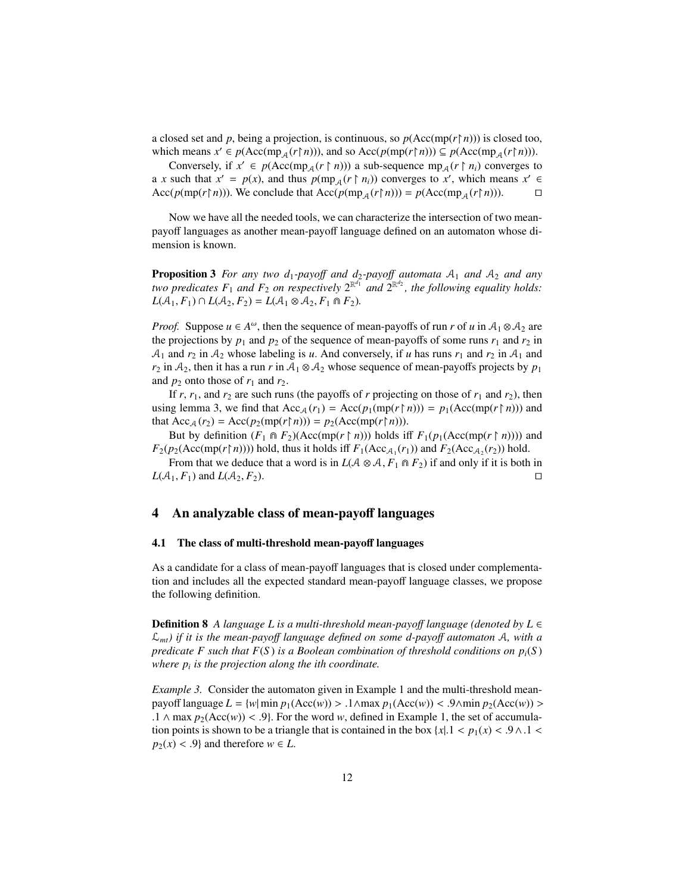a closed set and $p$, being a projection, is continuous, so $p(\mathrm{Acc}(\mathrm{mp}(r\restriction n)))$ is closed too, which means $x' \in p(\mathrm{Acc}(\mathrm{mp}_{\mathcal{A}}(r\restriction n)))$, and so $\mathrm{Acc}(p(\mathrm{mp}(r\restriction n))) \subseteq p(\mathrm{Acc}(\mathrm{mp}_{\mathcal{A}}(r\restriction n)))$.

Conversely, if $x' \in p(\mathrm{Acc}(\mathrm{mp}_{\mathcal{A}}(r \restriction n)))$ a sub-sequence $\mathrm{mp}_{\mathcal{A}}(r \restriction n_i)$ converges to a $x$ such that $x' = p(x)$, and thus $p(\mathrm{mp}_{\mathcal{A}}(r \restriction n_i))$ converges to $x'$, which means $x' \in \mathrm{Acc}(p(\mathrm{mp}(r\restriction n)))$. We conclude that $\mathrm{Acc}(p(\mathrm{mp}_{\mathcal{A}}(r\restriction n))) = p(\mathrm{Acc}(\mathrm{mp}_{\mathcal{A}}(r\restriction n)))$. □

Now we have all the needed tools, we can characterize the intersection of two mean-payoff languages as another mean-payoff language defined on an automaton whose dimension is known.

**Proposition 3** *For any two $d_1$-payoff and $d_2$-payoff automata $\mathcal{A}_1$ and $\mathcal{A}_2$ and any two predicates $F_1$ and $F_2$ on respectively $2^{\mathbb{R}^{d_1}}$ and $2^{\mathbb{R}^{d_2}}$, the following equality holds: $L(\mathcal{A}_1, F_1) \cap L(\mathcal{A}_2, F_2) = L(\mathcal{A}_1 \otimes \mathcal{A}_2, F_1 \Cap F_2)$.*

*Proof.* Suppose $u \in A^{\omega}$, then the sequence of mean-payoffs of run $r$ of $u$ in $\mathcal{A}_1 \otimes \mathcal{A}_2$ are the projections by $p_1$ and $p_2$ of the sequence of mean-payoffs of some runs $r_1$ and $r_2$ in $\mathcal{A}_1$ and $r_2$ in $\mathcal{A}_2$ whose labeling is $u$. And conversely, if $u$ has runs $r_1$ and $r_2$ in $\mathcal{A}_1$ and $r_2$ in $\mathcal{A}_2$, then it has a run $r$ in $\mathcal{A}_1 \otimes \mathcal{A}_2$ whose sequence of mean-payoffs projects by $p_1$ and $p_2$ onto those of $r_1$ and $r_2$.

If $r$, $r_1$, and $r_2$ are such runs (the payoffs of $r$ projecting on those of $r_1$ and $r_2$), then using lemma 3, we find that $\mathrm{Acc}_{\mathcal{A}}(r_1) = \mathrm{Acc}(p_1(\mathrm{mp}(r\restriction n))) = p_1(\mathrm{Acc}(\mathrm{mp}(r\restriction n)))$ and that $\mathrm{Acc}_{\mathcal{A}}(r_2) = \mathrm{Acc}(p_2(\mathrm{mp}(r\restriction n))) = p_2(\mathrm{Acc}(\mathrm{mp}(r\restriction n)))$.

But by definition $(F_1 \Cap F_2)(\mathrm{Acc}(\mathrm{mp}(r \restriction n)))$ holds iff $F_1(p_1(\mathrm{Acc}(\mathrm{mp}(r \restriction n))))$ and $F_2(p_2(\mathrm{Acc}(\mathrm{mp}(r\restriction n))))$ hold, thus it holds iff $F_1(\mathrm{Acc}_{\mathcal{A}_1}(r_1))$ and $F_2(\mathrm{Acc}_{\mathcal{A}_2}(r_2))$ hold.

From that we deduce that a word is in $L(\mathcal{A} \otimes \mathcal{A}, F_1 \Cap F_2)$ if and only if it is both in $L(\mathcal{A}_1, F_1)$ and $L(\mathcal{A}_2, F_2)$. □

## 4 An analyzable class of mean-payoff languages

### 4.1 The class of multi-threshold mean-payoff languages

As a candidate for a class of mean-payoff languages that is closed under complementation and includes all the expected standard mean-payoff language classes, we propose the following definition.

**Definition 8** *A language $L$ is a multi-threshold mean-payoff language (denoted by $L \in \mathcal{L}_{mt}$) if it is the mean-payoff language defined on some $d$-payoff automaton $\mathcal{A}$, with a predicate $F$ such that $F(S)$ is a Boolean combination of threshold conditions on $p_i(S)$ where $p_i$ is the projection along the ith coordinate.*

*Example 3.* Consider the automaton given in Example 1 and the multi-threshold mean-payoff language $L = \{w | \min p_1(\mathrm{Acc}(w)) > .1 \wedge \max p_1(\mathrm{Acc}(w)) < .9 \wedge \min p_2(\mathrm{Acc}(w)) > .1 \wedge \max p_2(\mathrm{Acc}(w)) < .9\}$. For the word $w$, defined in Example 1, the set of accumulation points is shown to be a triangle that is contained in the box $\{x | .1 < p_1(x) < .9 \wedge .1 < p_2(x) < .9\}$ and therefore $w \in L$.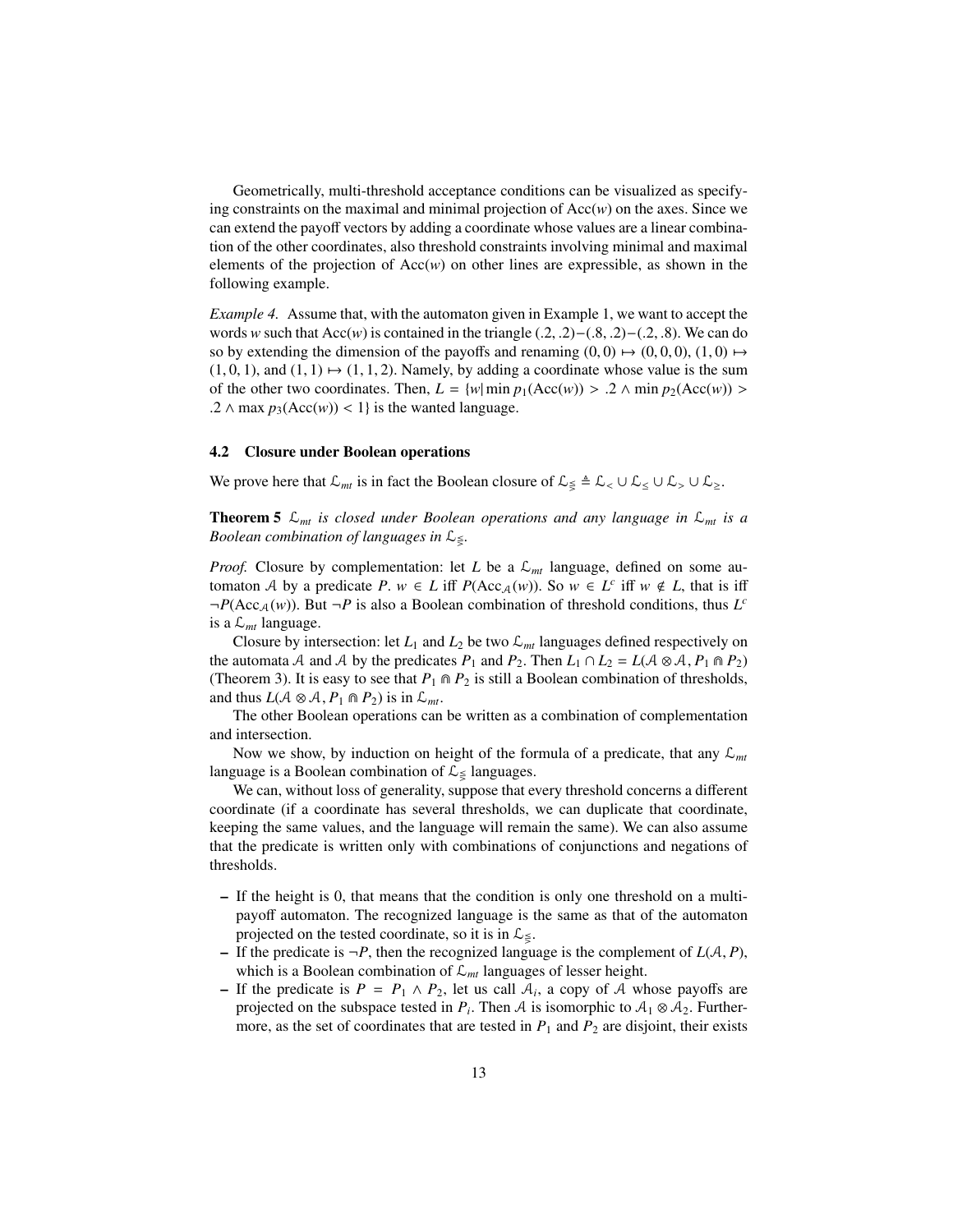Geometrically, multi-threshold acceptance conditions can be visualized as specifying constraints on the maximal and minimal projection of $\mathrm{Acc}(w)$ on the axes. Since we can extend the payoff vectors by adding a coordinate whose values are a linear combination of the other coordinates, also threshold constraints involving minimal and maximal elements of the projection of $\mathrm{Acc}(w)$ on other lines are expressible, as shown in the following example.

*Example 4.* Assume that, with the automaton given in Example 1, we want to accept the words $w$ such that $\mathrm{Acc}(w)$ is contained in the triangle $(.2, .2)-(.8, .2)-(.2, .8)$. We can do so by extending the dimension of the payoffs and renaming $(0, 0) \mapsto (0, 0, 0)$, $(1, 0) \mapsto (1, 0, 1)$, and $(1, 1) \mapsto (1, 1, 2)$. Namely, by adding a coordinate whose value is the sum of the other two coordinates. Then, $L = \{w \mid \min p_1(\mathrm{Acc}(w)) > .2 \wedge \min p_2(\mathrm{Acc}(w)) > .2 \wedge \max p_3(\mathrm{Acc}(w)) < 1\}$ is the wanted language.

### 4.2 Closure under Boolean operations

We prove here that $\mathcal{L}_{mt}$ is in fact the Boolean closure of $\mathcal{L}_{\lesseqgtr} \triangleq \mathcal{L}_{<} \cup \mathcal{L}_{\leq} \cup \mathcal{L}_{>} \cup \mathcal{L}_{\geq}$.

**Theorem 5** *$\mathcal{L}_{mt}$ is closed under Boolean operations and any language in $\mathcal{L}_{mt}$ is a Boolean combination of languages in $\mathcal{L}_{\lesseqgtr}$.*

*Proof.* Closure by complementation: let $L$ be a $\mathcal{L}_{mt}$ language, defined on some automaton $\mathcal{A}$ by a predicate $P$. $w \in L$ iff $P(\mathrm{Acc}_{\mathcal{A}}(w))$. So $w \in L^c$ iff $w \notin L$, that is iff $\neg P(\mathrm{Acc}_{\mathcal{A}}(w))$. But $\neg P$ is also a Boolean combination of threshold conditions, thus $L^c$ is a $\mathcal{L}_{mt}$ language.

Closure by intersection: let $L_1$ and $L_2$ be two $\mathcal{L}_{mt}$ languages defined respectively on the automata $\mathcal{A}$ and $\mathcal{A}$ by the predicates $P_1$ and $P_2$. Then $L_1 \cap L_2 = L(\mathcal{A} \otimes \mathcal{A}, P_1 \Cap P_2)$ (Theorem 3). It is easy to see that $P_1 \Cap P_2$ is still a Boolean combination of thresholds, and thus $L(\mathcal{A} \otimes \mathcal{A}, P_1 \Cap P_2)$ is in $\mathcal{L}_{mt}$.

The other Boolean operations can be written as a combination of complementation and intersection.

Now we show, by induction on height of the formula of a predicate, that any $\mathcal{L}_{mt}$ language is a Boolean combination of $\mathcal{L}_{\lesseqgtr}$ languages.

We can, without loss of generality, suppose that every threshold concerns a different coordinate (if a coordinate has several thresholds, we can duplicate that coordinate, keeping the same values, and the language will remain the same). We can also assume that the predicate is written only with combinations of conjunctions and negations of thresholds.

- If the height is 0, that means that the condition is only one threshold on a multi-payoff automaton. The recognized language is the same as that of the automaton projected on the tested coordinate, so it is in $\mathcal{L}_{\lesseqgtr}$.
- If the predicate is $\neg P$, then the recognized language is the complement of $L(\mathcal{A}, P)$, which is a Boolean combination of $\mathcal{L}_{mt}$ languages of lesser height.
- If the predicate is $P = P_1 \wedge P_2$, let us call $\mathcal{A}_i$, a copy of $\mathcal{A}$ whose payoffs are projected on the subspace tested in $P_i$. Then $\mathcal{A}$ is isomorphic to $\mathcal{A}_1 \otimes \mathcal{A}_2$. Furthermore, as the set of coordinates that are tested in $P_1$ and $P_2$ are disjoint, their exists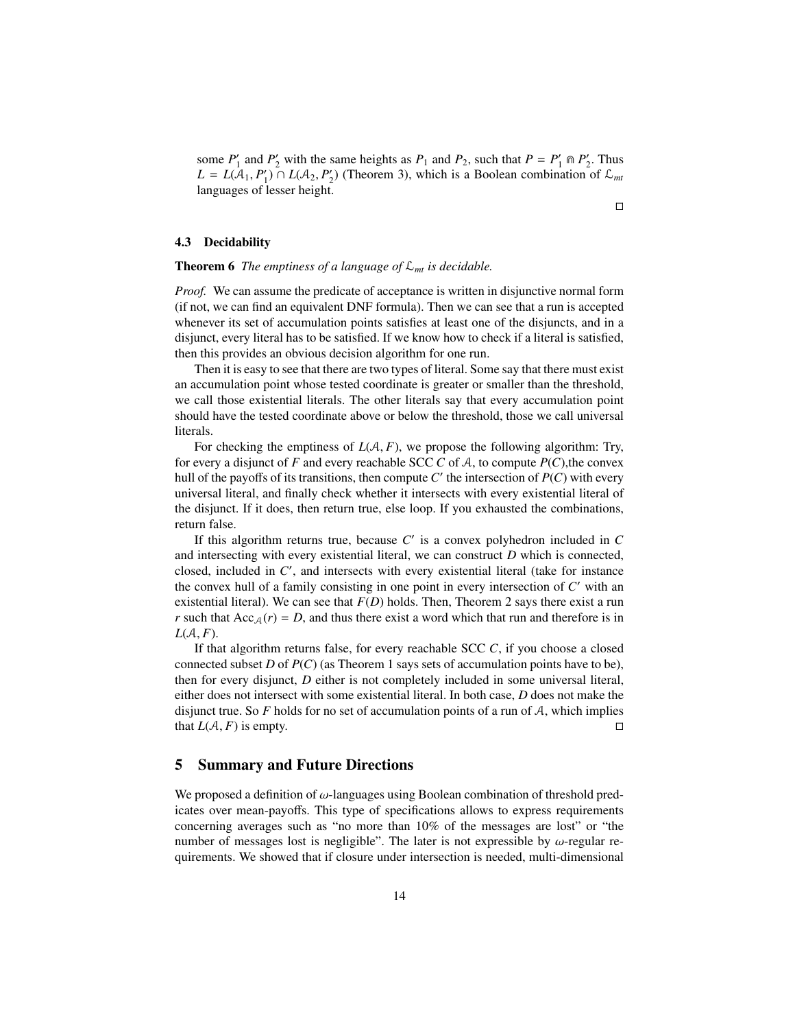some $P'_1$ and $P'_2$ with the same heights as $P_1$ and $P_2$, such that $P = P'_1 \Cap P'_2$. Thus $L = L(\mathcal{A}_1, P'_1) \cap L(\mathcal{A}_2, P'_2)$ (Theorem 3), which is a Boolean combination of $\mathcal{L}_{mt}$ languages of lesser height.

□

### 4.3 Decidability

**Theorem 6** *The emptiness of a language of $\mathcal{L}_{mt}$ is decidable.*

*Proof.* We can assume the predicate of acceptance is written in disjunctive normal form (if not, we can find an equivalent DNF formula). Then we can see that a run is accepted whenever its set of accumulation points satisfies at least one of the disjuncts, and in a disjunct, every literal has to be satisfied. If we know how to check if a literal is satisfied, then this provides an obvious decision algorithm for one run.

Then it is easy to see that there are two types of literal. Some say that there must exist an accumulation point whose tested coordinate is greater or smaller than the threshold, we call those existential literals. The other literals say that every accumulation point should have the tested coordinate above or below the threshold, those we call universal literals.

For checking the emptiness of $L(\mathcal{A}, F)$, we propose the following algorithm: Try, for every a disjunct of $F$ and every reachable SCC $C$ of $\mathcal{A}$, to compute $P(C)$,the convex hull of the payoffs of its transitions, then compute $C'$ the intersection of $P(C)$ with every universal literal, and finally check whether it intersects with every existential literal of the disjunct. If it does, then return true, else loop. If you exhausted the combinations, return false.

If this algorithm returns true, because $C'$ is a convex polyhedron included in $C$ and intersecting with every existential literal, we can construct $D$ which is connected, closed, included in $C'$, and intersects with every existential literal (take for instance the convex hull of a family consisting in one point in every intersection of $C'$ with an existential literal). We can see that $F(D)$ holds. Then, Theorem 2 says there exist a run $r$ such that $\mathrm{Acc}_{\mathcal{A}}(r) = D$, and thus there exist a word which that run and therefore is in $L(\mathcal{A}, F)$.

If that algorithm returns false, for every reachable SCC $C$, if you choose a closed connected subset $D$ of $P(C)$ (as Theorem 1 says sets of accumulation points have to be), then for every disjunct, $D$ either is not completely included in some universal literal, either does not intersect with some existential literal. In both case, $D$ does not make the disjunct true. So $F$ holds for no set of accumulation points of a run of $\mathcal{A}$, which implies that $L(\mathcal{A}, F)$ is empty. □

## 5 Summary and Future Directions

We proposed a definition of $\omega$-languages using Boolean combination of threshold predicates over mean-payoffs. This type of specifications allows to express requirements concerning averages such as "no more than 10% of the messages are lost" or "the number of messages lost is negligible". The later is not expressible by $\omega$-regular requirements. We showed that if closure under intersection is needed, multi-dimensional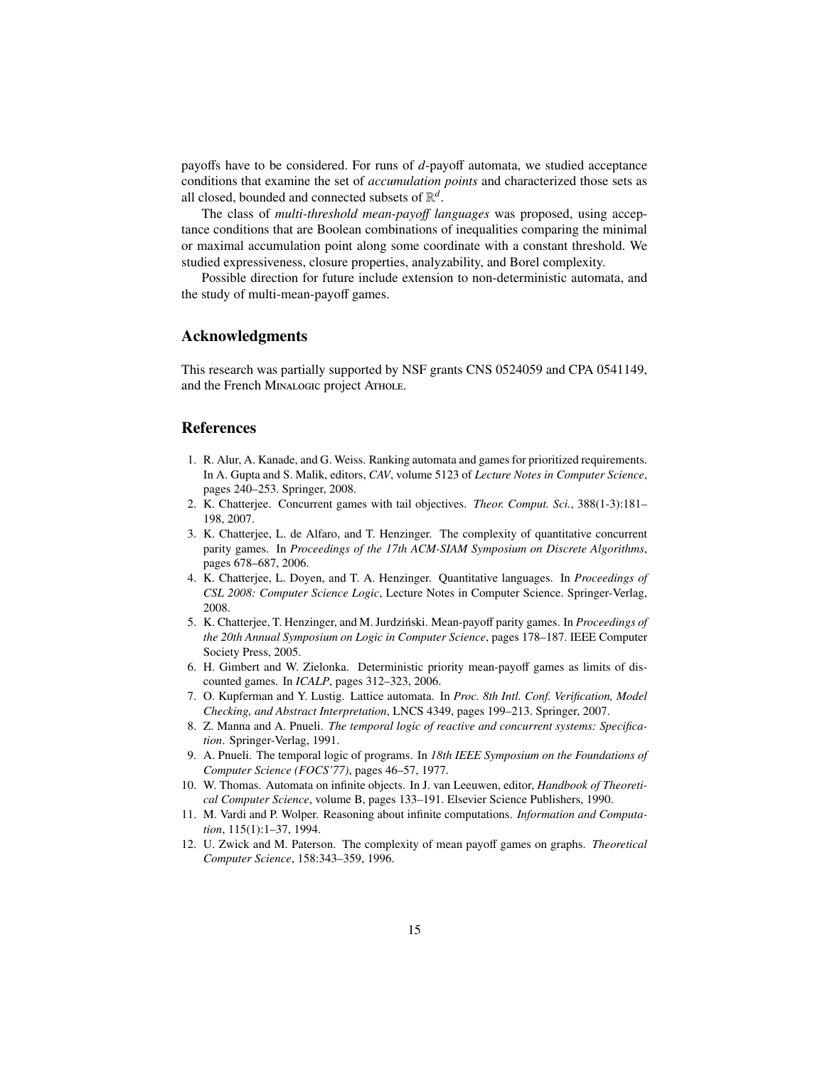payoffs have to be considered. For runs of $d$-payoff automata, we studied acceptance conditions that examine the set of *accumulation points* and characterized those sets as all closed, bounded and connected subsets of $\mathbb{R}^d$.

The class of *multi-threshold mean-payoff languages* was proposed, using acceptance conditions that are Boolean combinations of inequalities comparing the minimal or maximal accumulation point along some coordinate with a constant threshold. We studied expressiveness, closure properties, analyzability, and Borel complexity.

Possible direction for future include extension to non-deterministic automata, and the study of multi-mean-payoff games.

## Acknowledgments

This research was partially supported by NSF grants CNS 0524059 and CPA 0541149, and the French MINALOGIC project ATHOLE.

## References

1. R. Alur, A. Kanade, and G. Weiss. Ranking automata and games for prioritized requirements. In A. Gupta and S. Malik, editors, *CAV*, volume 5123 of *Lecture Notes in Computer Science*, pages 240–253. Springer, 2008.
2. K. Chatterjee. Concurrent games with tail objectives. *Theor. Comput. Sci.*, 388(1-3):181–198, 2007.
3. K. Chatterjee, L. de Alfaro, and T. Henzinger. The complexity of quantitative concurrent parity games. In *Proceedings of the 17th ACM-SIAM Symposium on Discrete Algorithms*, pages 678–687, 2006.
4. K. Chatterjee, L. Doyen, and T. A. Henzinger. Quantitative languages. In *Proceedings of CSL 2008: Computer Science Logic*, Lecture Notes in Computer Science. Springer-Verlag, 2008.
5. K. Chatterjee, T. Henzinger, and M. Jurdziński. Mean-payoff parity games. In *Proceedings of the 20th Annual Symposium on Logic in Computer Science*, pages 178–187. IEEE Computer Society Press, 2005.
6. H. Gimbert and W. Zielonka. Deterministic priority mean-payoff games as limits of discounted games. In *ICALP*, pages 312–323, 2006.
7. O. Kupferman and Y. Lustig. Lattice automata. In *Proc. 8th Intl. Conf. Verification, Model Checking, and Abstract Interpretation*, LNCS 4349, pages 199–213. Springer, 2007.
8. Z. Manna and A. Pnueli. *The temporal logic of reactive and concurrent systems: Specification*. Springer-Verlag, 1991.
9. A. Pnueli. The temporal logic of programs. In *18th IEEE Symposium on the Foundations of Computer Science (FOCS'77)*, pages 46–57, 1977.
10. W. Thomas. Automata on infinite objects. In J. van Leeuwen, editor, *Handbook of Theoretical Computer Science*, volume B, pages 133–191. Elsevier Science Publishers, 1990.
11. M. Vardi and P. Wolper. Reasoning about infinite computations. *Information and Computation*, 115(1):1–37, 1994.
12. U. Zwick and M. Paterson. The complexity of mean payoff games on graphs. *Theoretical Computer Science*, 158:343–359, 1996.